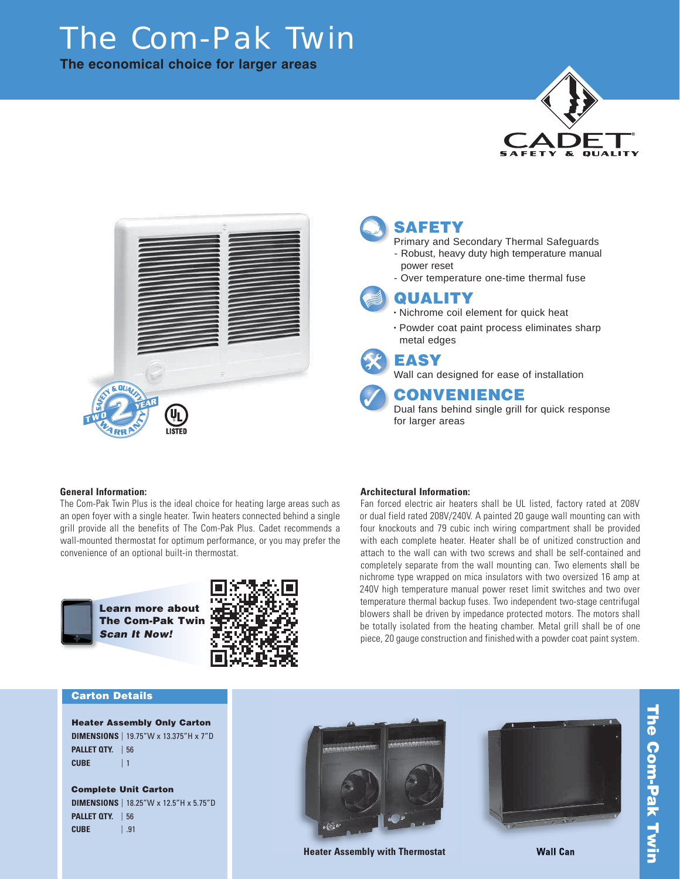# The Com-Pak Twin

**The economical choice for larger areas**

CADET
SAFETY & QUALITY

TWO YEAR WARRANTY – SAFETY & QUALITY

UL LISTED

## SAFETY

Primary and Secondary Thermal Safeguards
- Robust, heavy duty high temperature manual power reset
- Over temperature one-time thermal fuse

## QUALITY

- Nichrome coil element for quick heat
- Powder coat paint process eliminates sharp metal edges

## EASY

Wall can designed for ease of installation

## CONVENIENCE

Dual fans behind single grill for quick response for larger areas

**General Information:**

The Com-Pak Twin Plus is the ideal choice for heating large areas such as an open foyer with a single heater. Twin heaters connected behind a single grill provide all the benefits of The Com-Pak Plus. Cadet recommends a wall-mounted thermostat for optimum performance, or you may prefer the convenience of an optional built-in thermostat.

**Learn more about The Com-Pak Twin** ***Scan It Now!***

**Architectural Information:**

Fan forced electric air heaters shall be UL listed, factory rated at 208V or dual field rated 208V/240V. A painted 20 gauge wall mounting can with four knockouts and 79 cubic inch wiring compartment shall be provided with each complete heater. Heater shall be of unitized construction and attach to the wall can with two screws and shall be self-contained and completely separate from the wall mounting can. Two elements shall be nichrome type wrapped on mica insulators with two oversized 16 amp at 240V high temperature manual power reset limit switches and two over temperature thermal backup fuses. Two independent two-stage centrifugal blowers shall be driven by impedance protected motors. The motors shall be totally isolated from the heating chamber. Metal grill shall be of one piece, 20 gauge construction and finished with a powder coat paint system.

### Carton Details

**Heater Assembly Only Carton**

**DIMENSIONS** | 19.75"W x 13.375"H x 7"D
**PALLET QTY.** | 56
**CUBE** | 1

**Complete Unit Carton**

**DIMENSIONS** | 18.25"W x 12.5"H x 5.75"D
**PALLET QTY.** | 56
**CUBE** | .91

**Heater Assembly with Thermostat**

**Wall Can**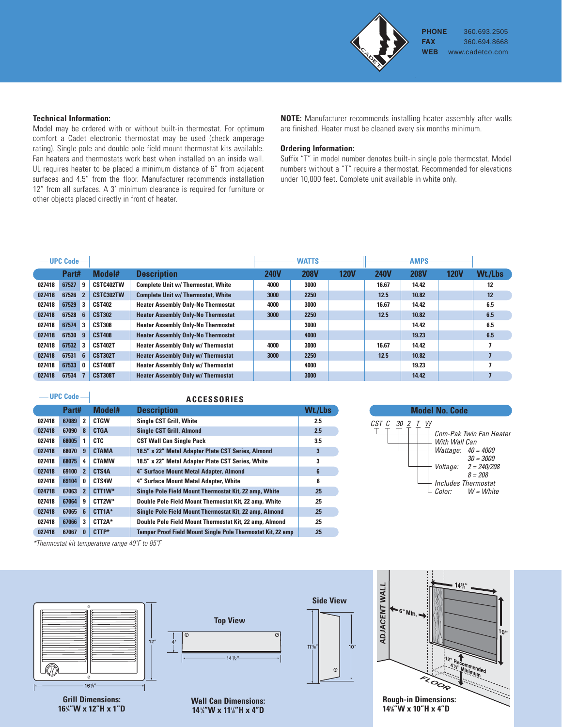PHONE 360.693.2505
FAX 360.694.8668
WEB www.cadetco.com

### Technical Information:

Model may be ordered with or without built-in thermostat. For optimum comfort a Cadet electronic thermostat may be used (check amperage rating). Single pole and double pole field mount thermostat kits available. Fan heaters and thermostats work best when installed on an inside wall. UL requires heater to be placed a minimum distance of 6" from adjacent surfaces and 4.5" from the floor. Manufacturer recommends installation 12" from all surfaces. A 3' minimum clearance is required for furniture or other objects placed directly in front of heater.

**NOTE:** Manufacturer recommends installing heater assembly after walls are finished. Heater must be cleaned every six months minimum.

### Ordering Information:

Suffix "T" in model number denotes built-in single pole thermostat. Model numbers without a "T" require a thermostat. Recommended for elevations under 10,000 feet. Complete unit available in white only.

| UPC Code | | | | | WATTS | | | AMPS | | | |
|---|---|---|---|---|---|---|---|---|---|---|---|
| | Part# | | Model# | Description | 240V | 208V | 120V | 240V | 208V | 120V | Wt./Lbs |
| 027418 | 67527 | 9 | CSTC402TW | Complete Unit w/ Thermostat, White | 4000 | 3000 | | 16.67 | 14.42 | | 12 |
| 027418 | 67526 | 2 | CSTC302TW | Complete Unit w/ Thermostat, White | 3000 | 2250 | | 12.5 | 10.82 | | 12 |
| 027418 | 67529 | 3 | CST402 | Heater Assembly Only-No Thermostat | 4000 | 3000 | | 16.67 | 14.42 | | 6.5 |
| 027418 | 67528 | 6 | CST302 | Heater Assembly Only-No Thermostat | 3000 | 2250 | | 12.5 | 10.82 | | 6.5 |
| 027418 | 67574 | 3 | CST308 | Heater Assembly Only-No Thermostat | | 3000 | | | 14.42 | | 6.5 |
| 027418 | 67530 | 9 | CST408 | Heater Assembly Only-No Thermostat | | 4000 | | | 19.23 | | 6.5 |
| 027418 | 67532 | 3 | CST402T | Heater Assembly Only w/ Thermostat | 4000 | 3000 | | 16.67 | 14.42 | | 7 |
| 027418 | 67531 | 6 | CST302T | Heater Assembly Only w/ Thermostat | 3000 | 2250 | | 12.5 | 10.82 | | 7 |
| 027418 | 67533 | 0 | CST408T | Heater Assembly Only w/ Thermostat | | 4000 | | | 19.23 | | 7 |
| 027418 | 67534 | 7 | CST308T | Heater Assembly Only w/ Thermostat | | 3000 | | | 14.42 | | 7 |

### ACCESSORIES

| UPC Code | | | | | |
|---|---|---|---|---|---|
| | Part# | | Model# | Description | Wt./Lbs |
| 027418 | 67089 | 2 | CTGW | Single CST Grill, White | 2.5 |
| 027418 | 67090 | 8 | CTGA | Single CST Grill, Almond | 2.5 |
| 027418 | 68005 | 1 | CTC | CST Wall Can Single Pack | 3.5 |
| 027418 | 68070 | 9 | CTAMA | 18.5" x 22" Metal Adapter Plate CST Series, Almond | 3 |
| 027418 | 68075 | 4 | CTAMW | 18.5" x 22" Metal Adapter Plate CST Series, White | 3 |
| 027418 | 69100 | 2 | CTS4A | 4" Surface Mount Metal Adapter, Almond | 6 |
| 027418 | 69104 | 0 | CTS4W | 4" Surface Mount Metal Adapter, White | 6 |
| 024718 | 67063 | 2 | CTT1W* | Single Pole Field Mount Thermostat Kit, 22 amp, White | .25 |
| 027418 | 67064 | 9 | CTT2W* | Double Pole Field Mount Thermostat Kit, 22 amp, White | .25 |
| 027418 | 67065 | 6 | CTT1A* | Single Pole Field Mount Thermostat Kit, 22 amp, Almond | .25 |
| 027418 | 67066 | 3 | CTT2A* | Double Pole Field Mount Thermostat Kit, 22 amp, Almond | .25 |
| 027418 | 67067 | 0 | CTTP* | Tamper Proof Field Mount Single Pole Thermostat Kit, 22 amp | .25 |

*\*Thermostat kit temperature range 40˚F to 85˚F*

### Model No. Code

*CST C 30 2 T W*

- *CST* – Com-Pak Twin Fan Heater
- *C* – With Wall Can
- *30* – Wattage: 40 = 4000, 30 = 3000
- *2* – Voltage: 2 = 240/208, 8 = 208
- *T* – Includes Thermostat
- *W* – Color: W = White

12"

16¼"

**Grill Dimensions:**
**16¼"W x 12"H x 1"D**

Top View

4"

14½"

Side View

11⅛"

10"

**Wall Can Dimensions:**
**14½"W x 11⅛"H x 4"D**

ADJACENT WALL

6" Min.

14⅝"

10"

12" Recommended
4½" Minimum

FLOOR

**Rough-in Dimensions:**
**14⅝"W x 10"H x 4"D**